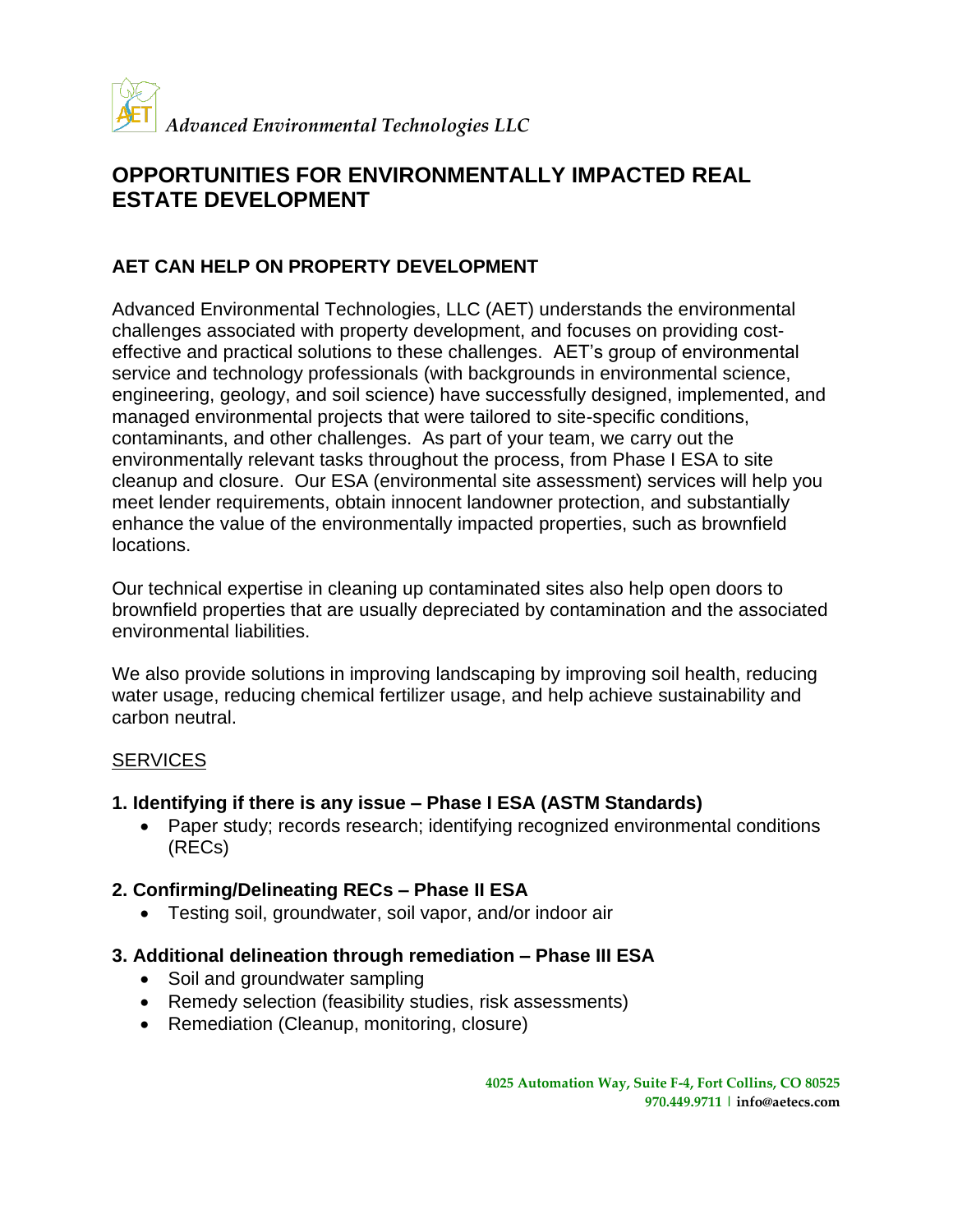*Advanced Environmental Technologies LLC*

# OPPORTUNITIES FOR ENVIRONMENTALLY IMPACTED REAL ESTATE DEVELOPMENT

## AET CAN HELP ON PROPERTY DEVELOPMENT

Advanced Environmental Technologies, LLC (AET) understands the environmental challenges associated with property development, and focuses on providing cost-effective and practical solutions to these challenges. AET's group of environmental service and technology professionals (with backgrounds in environmental science, engineering, geology, and soil science) have successfully designed, implemented, and managed environmental projects that were tailored to site-specific conditions, contaminants, and other challenges. As part of your team, we carry out the environmentally relevant tasks throughout the process, from Phase I ESA to site cleanup and closure. Our ESA (environmental site assessment) services will help you meet lender requirements, obtain innocent landowner protection, and substantially enhance the value of the environmentally impacted properties, such as brownfield locations.

Our technical expertise in cleaning up contaminated sites also help open doors to brownfield properties that are usually depreciated by contamination and the associated environmental liabilities.

We also provide solutions in improving landscaping by improving soil health, reducing water usage, reducing chemical fertilizer usage, and help achieve sustainability and carbon neutral.

<u>SERVICES</u>

### 1. Identifying if there is any issue – Phase I ESA (ASTM Standards)

- Paper study; records research; identifying recognized environmental conditions (RECs)

### 2. Confirming/Delineating RECs – Phase II ESA

- Testing soil, groundwater, soil vapor, and/or indoor air

### 3. Additional delineation through remediation – Phase III ESA

- Soil and groundwater sampling
- Remedy selection (feasibility studies, risk assessments)
- Remediation (Cleanup, monitoring, closure)

4025 Automation Way, Suite F-4, Fort Collins, CO 80525
970.449.9711 | info@aetecs.com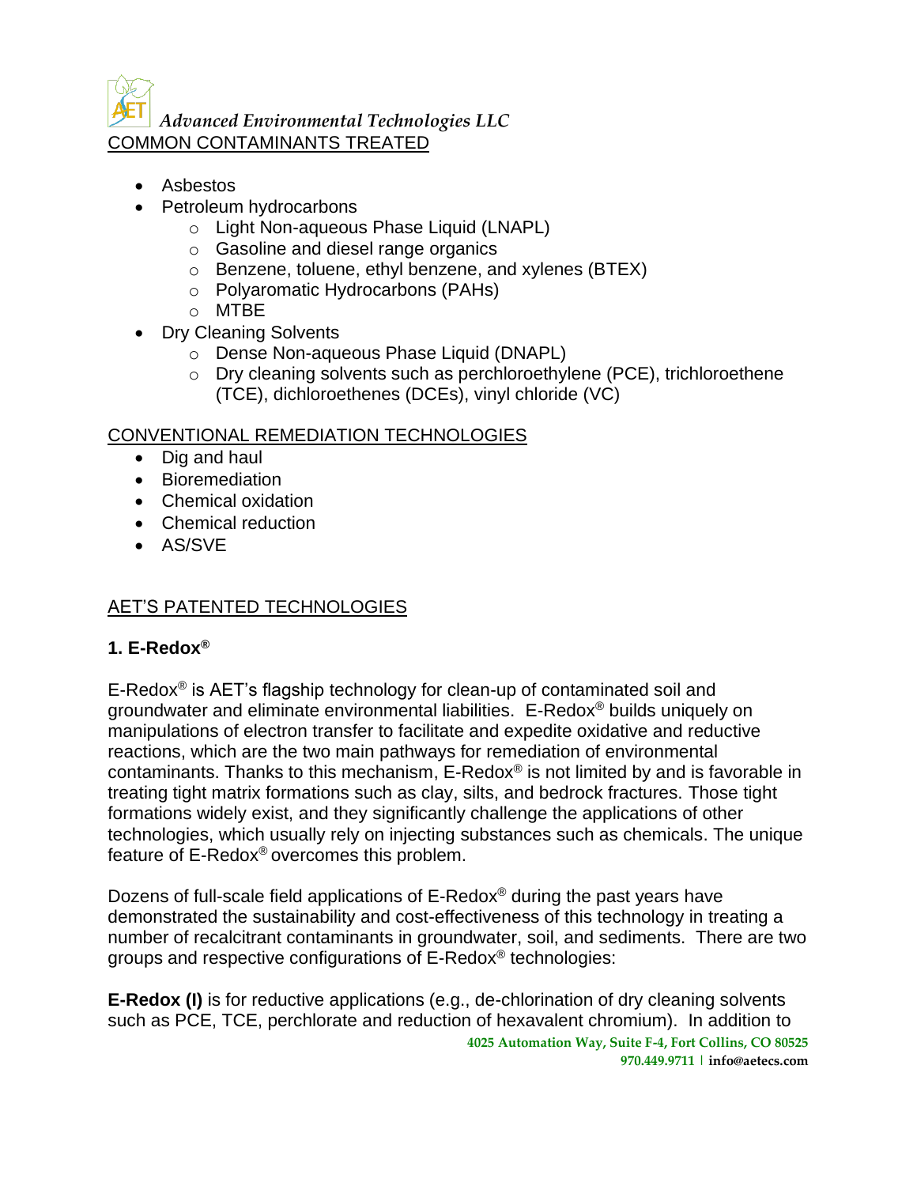*Advanced Environmental Technologies LLC*

COMMON CONTAMINANTS TREATED

- Asbestos
- Petroleum hydrocarbons
  - Light Non-aqueous Phase Liquid (LNAPL)
  - Gasoline and diesel range organics
  - Benzene, toluene, ethyl benzene, and xylenes (BTEX)
  - Polyaromatic Hydrocarbons (PAHs)
  - MTBE
- Dry Cleaning Solvents
  - Dense Non-aqueous Phase Liquid (DNAPL)
  - Dry cleaning solvents such as perchloroethylene (PCE), trichloroethene (TCE), dichloroethenes (DCEs), vinyl chloride (VC)

CONVENTIONAL REMEDIATION TECHNOLOGIES

- Dig and haul
- Bioremediation
- Chemical oxidation
- Chemical reduction
- AS/SVE

AET'S PATENTED TECHNOLOGIES

**1. E-Redox®**

E-Redox® is AET's flagship technology for clean-up of contaminated soil and groundwater and eliminate environmental liabilities. E-Redox® builds uniquely on manipulations of electron transfer to facilitate and expedite oxidative and reductive reactions, which are the two main pathways for remediation of environmental contaminants. Thanks to this mechanism, E-Redox® is not limited by and is favorable in treating tight matrix formations such as clay, silts, and bedrock fractures. Those tight formations widely exist, and they significantly challenge the applications of other technologies, which usually rely on injecting substances such as chemicals. The unique feature of E-Redox® overcomes this problem.

Dozens of full-scale field applications of E-Redox® during the past years have demonstrated the sustainability and cost-effectiveness of this technology in treating a number of recalcitrant contaminants in groundwater, soil, and sediments. There are two groups and respective configurations of E-Redox® technologies:

**E-Redox (I)** is for reductive applications (e.g., de-chlorination of dry cleaning solvents such as PCE, TCE, perchlorate and reduction of hexavalent chromium). In addition to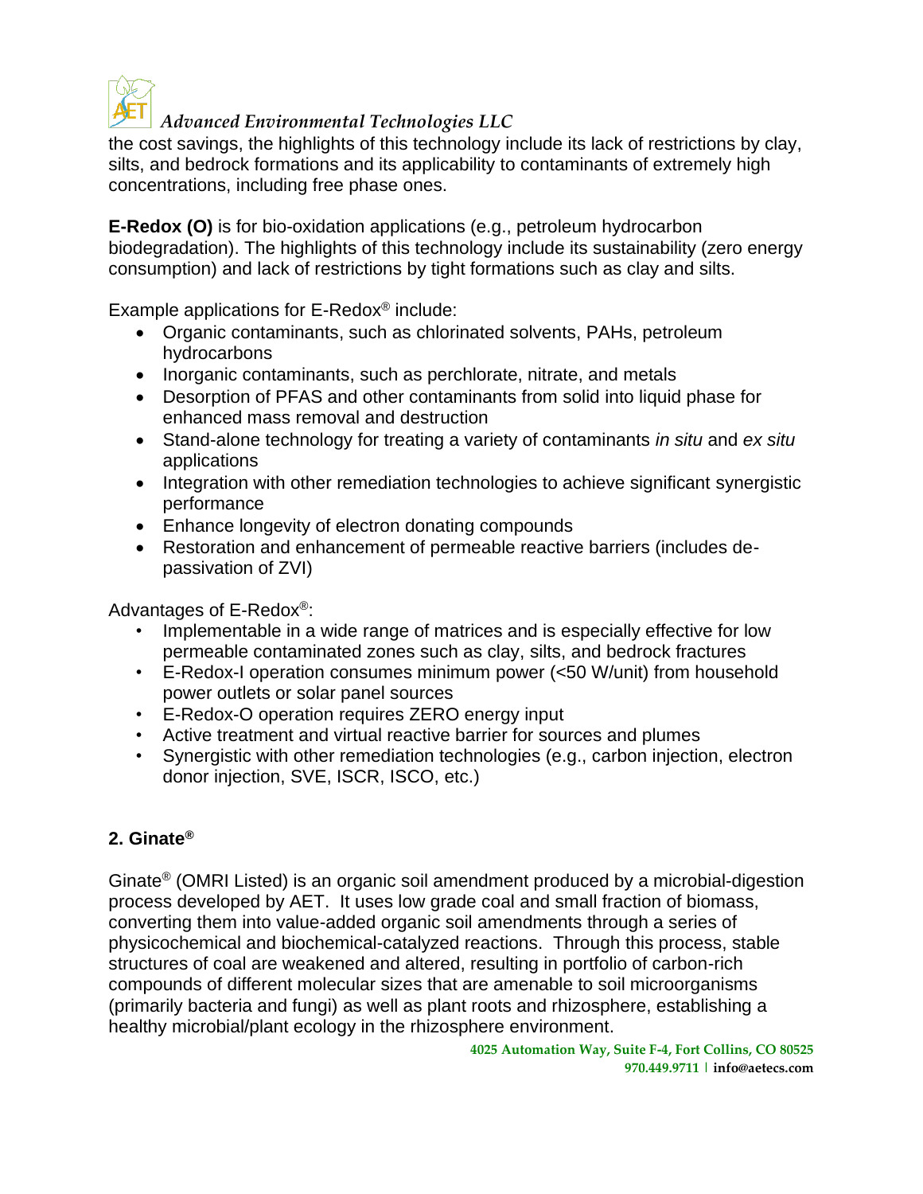the cost savings, the highlights of this technology include its lack of restrictions by clay, silts, and bedrock formations and its applicability to contaminants of extremely high concentrations, including free phase ones.

**E-Redox (O)** is for bio-oxidation applications (e.g., petroleum hydrocarbon biodegradation). The highlights of this technology include its sustainability (zero energy consumption) and lack of restrictions by tight formations such as clay and silts.

Example applications for E-Redox® include:

- Organic contaminants, such as chlorinated solvents, PAHs, petroleum hydrocarbons
- Inorganic contaminants, such as perchlorate, nitrate, and metals
- Desorption of PFAS and other contaminants from solid into liquid phase for enhanced mass removal and destruction
- Stand-alone technology for treating a variety of contaminants *in situ* and *ex situ* applications
- Integration with other remediation technologies to achieve significant synergistic performance
- Enhance longevity of electron donating compounds
- Restoration and enhancement of permeable reactive barriers (includes de-passivation of ZVI)

Advantages of E-Redox®:

- Implementable in a wide range of matrices and is especially effective for low permeable contaminated zones such as clay, silts, and bedrock fractures
- E-Redox-I operation consumes minimum power (<50 W/unit) from household power outlets or solar panel sources
- E-Redox-O operation requires ZERO energy input
- Active treatment and virtual reactive barrier for sources and plumes
- Synergistic with other remediation technologies (e.g., carbon injection, electron donor injection, SVE, ISCR, ISCO, etc.)

## 2. Ginate®

Ginate® (OMRI Listed) is an organic soil amendment produced by a microbial-digestion process developed by AET. It uses low grade coal and small fraction of biomass, converting them into value-added organic soil amendments through a series of physicochemical and biochemical-catalyzed reactions. Through this process, stable structures of coal are weakened and altered, resulting in portfolio of carbon-rich compounds of different molecular sizes that are amenable to soil microorganisms (primarily bacteria and fungi) as well as plant roots and rhizosphere, establishing a healthy microbial/plant ecology in the rhizosphere environment.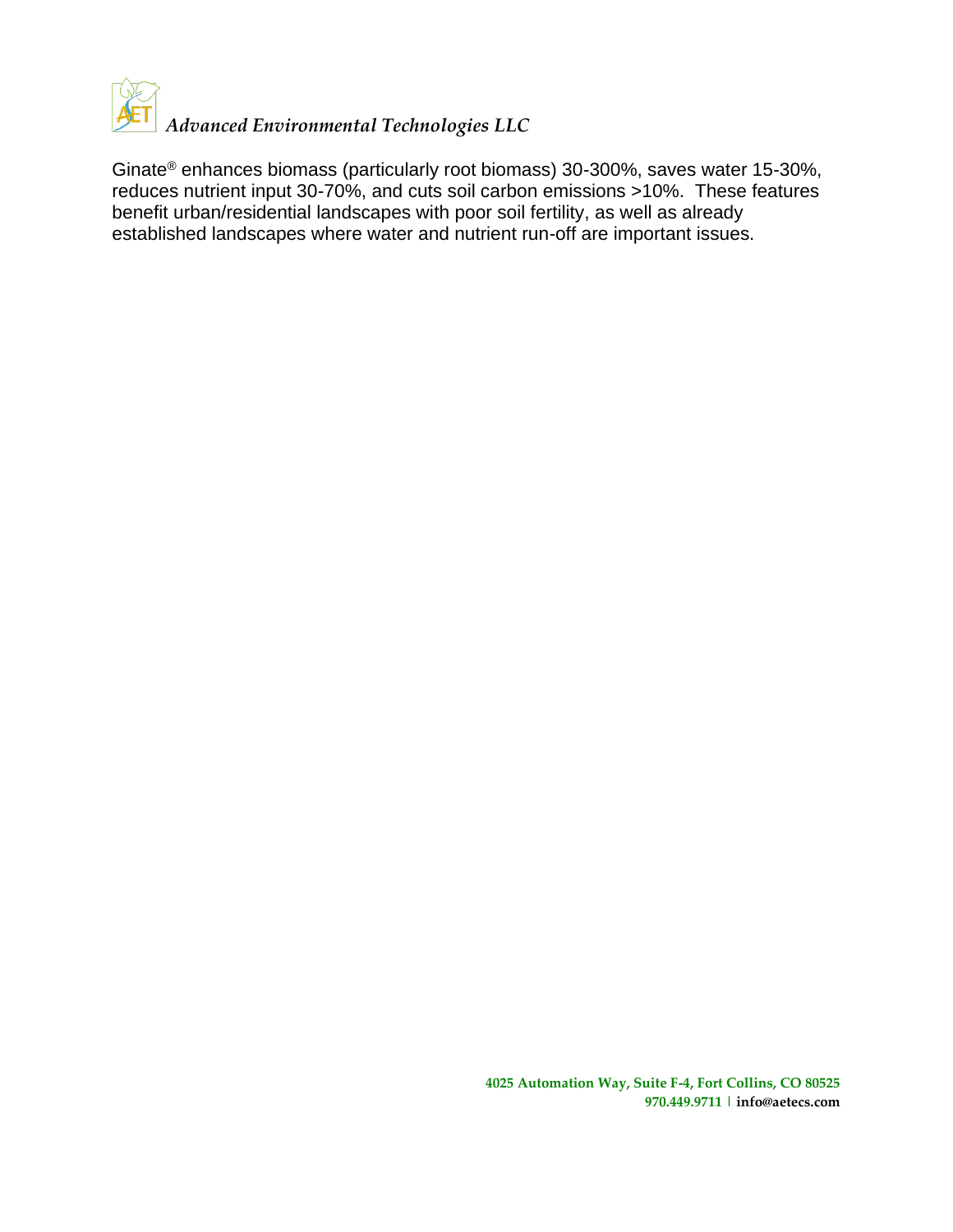*Advanced Environmental Technologies LLC*

Ginate® enhances biomass (particularly root biomass) 30-300%, saves water 15-30%, reduces nutrient input 30-70%, and cuts soil carbon emissions >10%. These features benefit urban/residential landscapes with poor soil fertility, as well as already established landscapes where water and nutrient run-off are important issues.

**4025 Automation Way, Suite F-4, Fort Collins, CO 80525**
**970.449.9711 | info@aetecs.com**